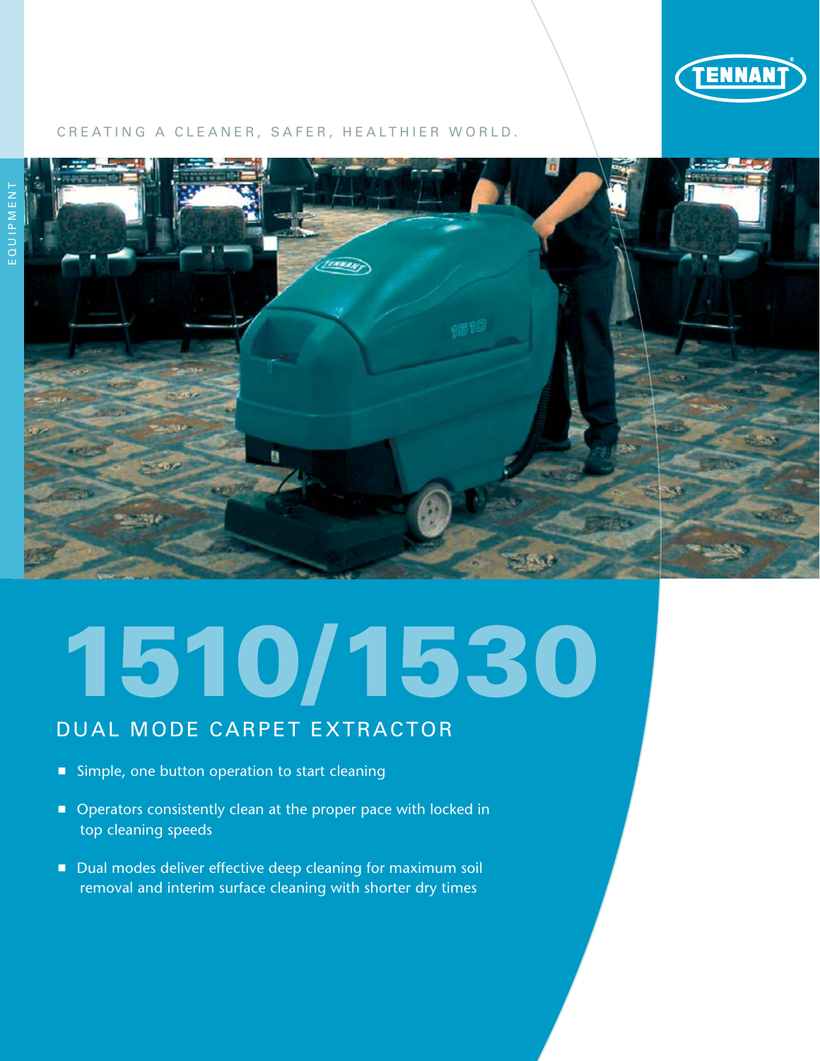EQUIPMENT

TENNANT

CREATING A CLEANER, SAFER, HEALTHIER WORLD.

# 1510/1530

## DUAL MODE CARPET EXTRACTOR

- Simple, one button operation to start cleaning
- Operators consistently clean at the proper pace with locked in top cleaning speeds
- Dual modes deliver effective deep cleaning for maximum soil removal and interim surface cleaning with shorter dry times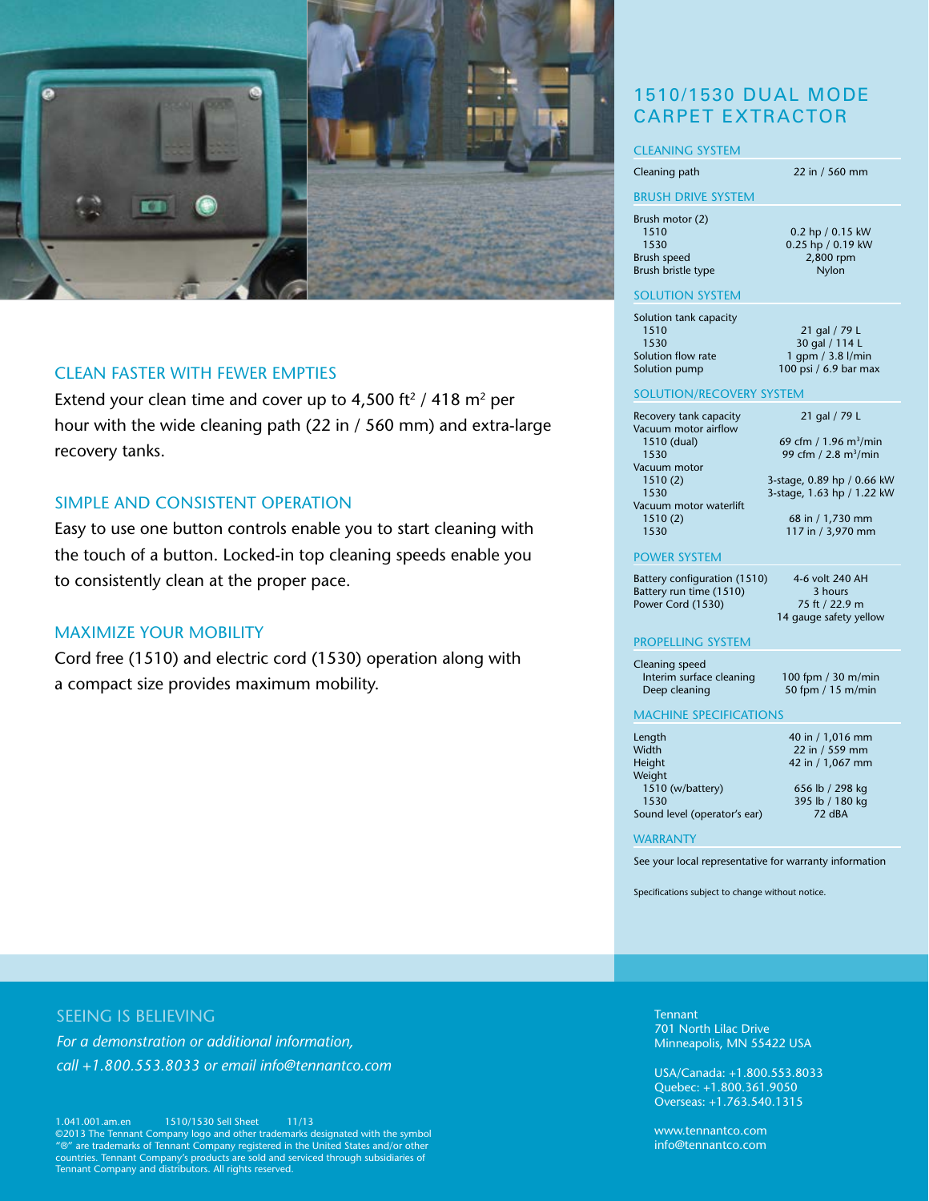## CLEAN FASTER WITH FEWER EMPTIES

Extend your clean time and cover up to 4,500 ft² / 418 m² per hour with the wide cleaning path (22 in / 560 mm) and extra-large recovery tanks.

## SIMPLE AND CONSISTENT OPERATION

Easy to use one button controls enable you to start cleaning with the touch of a button. Locked-in top cleaning speeds enable you to consistently clean at the proper pace.

## MAXIMIZE YOUR MOBILITY

Cord free (1510) and electric cord (1530) operation along with a compact size provides maximum mobility.

# 1510/1530 DUAL MODE CARPET EXTRACTOR

### CLEANING SYSTEM

| | |
|---|---|
| Cleaning path | 22 in / 560 mm |

### BRUSH DRIVE SYSTEM

| | |
|---|---|
| Brush motor (2) | |
| 1510 | 0.2 hp / 0.15 kW |
| 1530 | 0.25 hp / 0.19 kW |
| Brush speed | 2,800 rpm |
| Brush bristle type | Nylon |

### SOLUTION SYSTEM

| | |
|---|---|
| Solution tank capacity | |
| 1510 | 21 gal / 79 L |
| 1530 | 30 gal / 114 L |
| Solution flow rate | 1 gpm / 3.8 l/min |
| Solution pump | 100 psi / 6.9 bar max |

### SOLUTION/RECOVERY SYSTEM

| | |
|---|---|
| Recovery tank capacity | 21 gal / 79 L |
| Vacuum motor airflow | |
| 1510 (dual) | 69 cfm / 1.96 m³/min |
| 1530 | 99 cfm / 2.8 m³/min |
| Vacuum motor | |
| 1510 (2) | 3-stage, 0.89 hp / 0.66 kW |
| 1530 | 3-stage, 1.63 hp / 1.22 kW |
| Vacuum motor waterlift | |
| 1510 (2) | 68 in / 1,730 mm |
| 1530 | 117 in / 3,970 mm |

### POWER SYSTEM

| | |
|---|---|
| Battery configuration (1510) | 4-6 volt 240 AH |
| Battery run time (1510) | 3 hours |
| Power Cord (1530) | 75 ft / 22.9 m<br>14 gauge safety yellow |

### PROPELLING SYSTEM

| | |
|---|---|
| Cleaning speed | |
| Interim surface cleaning | 100 fpm / 30 m/min |
| Deep cleaning | 50 fpm / 15 m/min |

### MACHINE SPECIFICATIONS

| | |
|---|---|
| Length | 40 in / 1,016 mm |
| Width | 22 in / 559 mm |
| Height | 42 in / 1,067 mm |
| Weight | |
| 1510 (w/battery) | 656 lb / 298 kg |
| 1530 | 395 lb / 180 kg |
| Sound level (operator's ear) | 72 dBA |

### WARRANTY

See your local representative for warranty information

Specifications subject to change without notice.

## SEEING IS BELIEVING

*For a demonstration or additional information, call +1.800.553.8033 or email info@tennantco.com*

1.041.001.am.en 1510/1530 Sell Sheet 11/13
©2013 The Tennant Company logo and other trademarks designated with the symbol "®" are trademarks of Tennant Company registered in the United States and/or other countries. Tennant Company's products are sold and serviced through subsidiaries of Tennant Company and distributors. All rights reserved.

Tennant
701 North Lilac Drive
Minneapolis, MN 55422 USA

USA/Canada: +1.800.553.8033
Quebec: +1.800.361.9050
Overseas: +1.763.540.1315

www.tennantco.com
info@tennantco.com